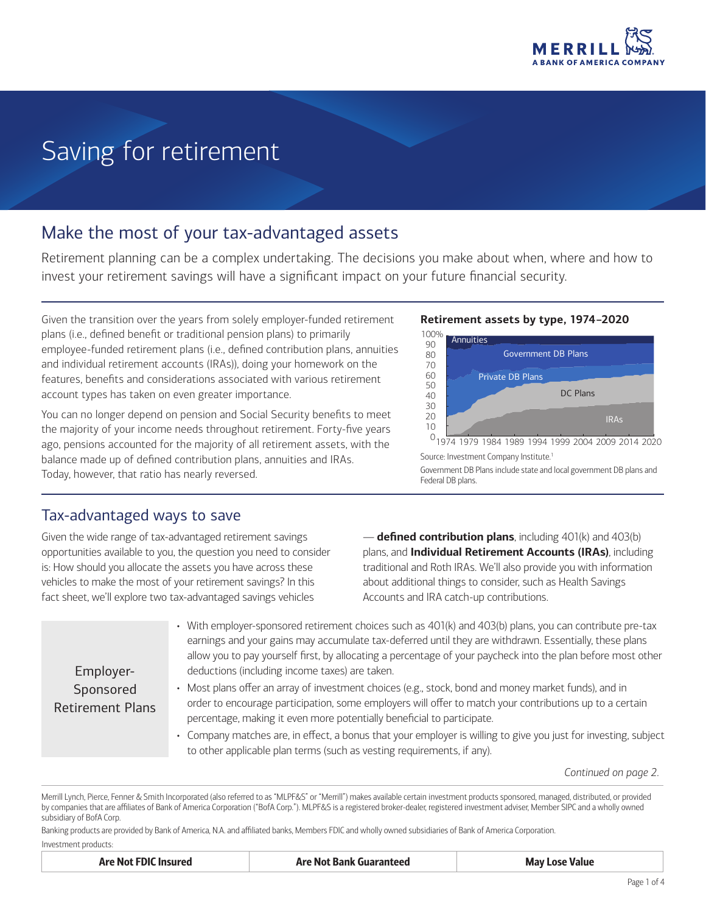# Saving for retirement

## Make the most of your tax-advantaged assets

Retirement planning can be a complex undertaking. The decisions you make about when, where and how to invest your retirement savings will have a significant impact on your future financial security.

Given the transition over the years from solely employer-funded retirement plans (i.e., defined benefit or traditional pension plans) to primarily employee-funded retirement plans (i.e., defined contribution plans, annuities and individual retirement accounts (IRAs)), doing your homework on the features, benefits and considerations associated with various retirement account types has taken on even greater importance.

You can no longer depend on pension and Social Security benefits to meet the majority of your income needs throughout retirement. Forty-five years ago, pensions accounted for the majority of all retirement assets, with the balance made up of defined contribution plans, annuities and IRAs. Today, however, that ratio has nearly reversed.

**Retirement assets by type, 1974–2020**

Source: Investment Company Institute.[1]

Government DB Plans include state and local government DB plans and Federal DB plans.

## Tax-advantaged ways to save

Given the wide range of tax-advantaged retirement savings opportunities available to you, the question you need to consider is: How should you allocate the assets you have across these vehicles to make the most of your retirement savings? In this fact sheet, we'll explore two tax-advantaged savings vehicles — **defined contribution plans**, including 401(k) and 403(b) plans, and **Individual Retirement Accounts (IRAs)**, including traditional and Roth IRAs. We'll also provide you with information about additional things to consider, such as Health Savings Accounts and IRA catch-up contributions.

### Employer-Sponsored Retirement Plans

- With employer-sponsored retirement choices such as 401(k) and 403(b) plans, you can contribute pre-tax earnings and your gains may accumulate tax-deferred until they are withdrawn. Essentially, these plans allow you to pay yourself first, by allocating a percentage of your paycheck into the plan before most other deductions (including income taxes) are taken.
- Most plans offer an array of investment choices (e.g., stock, bond and money market funds), and in order to encourage participation, some employers will offer to match your contributions up to a certain percentage, making it even more potentially beneficial to participate.
- Company matches are, in effect, a bonus that your employer is willing to give you just for investing, subject to other applicable plan terms (such as vesting requirements, if any).

*Continued on page 2.*

Merrill Lynch, Pierce, Fenner & Smith Incorporated (also referred to as "MLPF&S" or "Merrill") makes available certain investment products sponsored, managed, distributed, or provided by companies that are affiliates of Bank of America Corporation ("BofA Corp."). MLPF&S is a registered broker-dealer, registered investment adviser, Member SIPC and a wholly owned subsidiary of BofA Corp.

Banking products are provided by Bank of America, N.A. and affiliated banks, Members FDIC and wholly owned subsidiaries of Bank of America Corporation.

Investment products:

| Are Not FDIC Insured | Are Not Bank Guaranteed | May Lose Value |
|---|---|---|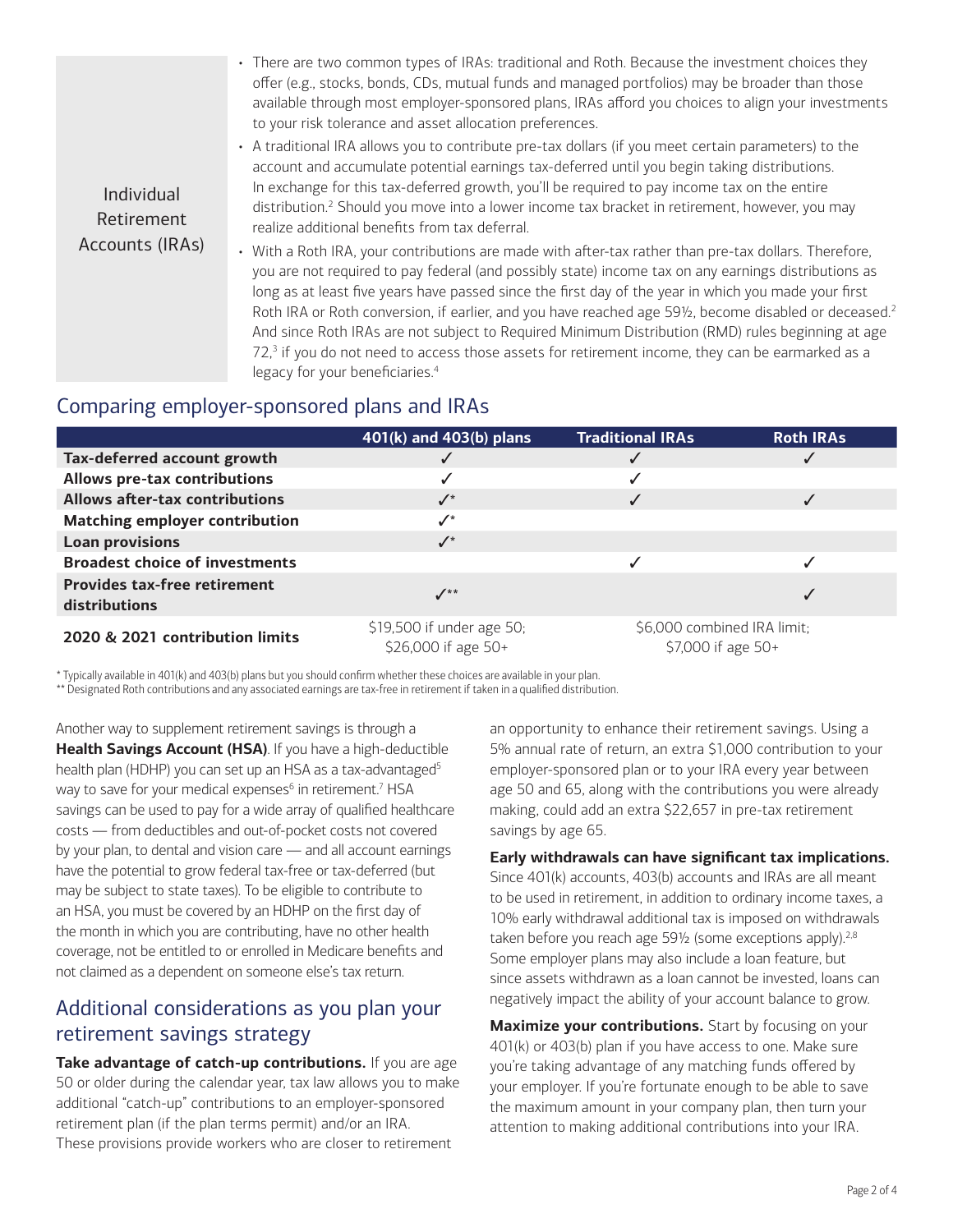**Individual Retirement Accounts (IRAs)**

- There are two common types of IRAs: traditional and Roth. Because the investment choices they offer (e.g., stocks, bonds, CDs, mutual funds and managed portfolios) may be broader than those available through most employer-sponsored plans, IRAs afford you choices to align your investments to your risk tolerance and asset allocation preferences.
- A traditional IRA allows you to contribute pre-tax dollars (if you meet certain parameters) to the account and accumulate potential earnings tax-deferred until you begin taking distributions. In exchange for this tax-deferred growth, you'll be required to pay income tax on the entire distribution.[2] Should you move into a lower income tax bracket in retirement, however, you may realize additional benefits from tax deferral.
- With a Roth IRA, your contributions are made with after-tax rather than pre-tax dollars. Therefore, you are not required to pay federal (and possibly state) income tax on any earnings distributions as long as at least five years have passed since the first day of the year in which you made your first Roth IRA or Roth conversion, if earlier, and you have reached age 59½, become disabled or deceased.[2] And since Roth IRAs are not subject to Required Minimum Distribution (RMD) rules beginning at age 72,[3] if you do not need to access those assets for retirement income, they can be earmarked as a legacy for your beneficiaries.[4]

## Comparing employer-sponsored plans and IRAs

| | 401(k) and 403(b) plans | Traditional IRAs | Roth IRAs |
|---|---|---|---|
| **Tax-deferred account growth** | ✓ | ✓ | ✓ |
| **Allows pre-tax contributions** | ✓ | ✓ | |
| **Allows after-tax contributions** | ✓* | ✓ | ✓ |
| **Matching employer contribution** | ✓* | | |
| **Loan provisions** | ✓* | | |
| **Broadest choice of investments** | | ✓ | ✓ |
| **Provides tax-free retirement distributions** | ✓** | | ✓ |
| **2020 & 2021 contribution limits** | $19,500 if under age 50; $26,000 if age 50+ | $6,000 combined IRA limit; $7,000 if age 50+ | |

\* Typically available in 401(k) and 403(b) plans but you should confirm whether these choices are available in your plan.
\** Designated Roth contributions and any associated earnings are tax-free in retirement if taken in a qualified distribution.

Another way to supplement retirement savings is through a **Health Savings Account (HSA)**. If you have a high-deductible health plan (HDHP) you can set up an HSA as a tax-advantaged[5] way to save for your medical expenses[6] in retirement.[7] HSA savings can be used to pay for a wide array of qualified healthcare costs — from deductibles and out-of-pocket costs not covered by your plan, to dental and vision care — and all account earnings have the potential to grow federal tax-free or tax-deferred (but may be subject to state taxes). To be eligible to contribute to an HSA, you must be covered by an HDHP on the first day of the month in which you are contributing, have no other health coverage, not be entitled to or enrolled in Medicare benefits and not claimed as a dependent on someone else's tax return.

## Additional considerations as you plan your retirement savings strategy

**Take advantage of catch-up contributions.** If you are age 50 or older during the calendar year, tax law allows you to make additional "catch-up" contributions to an employer-sponsored retirement plan (if the plan terms permit) and/or an IRA. These provisions provide workers who are closer to retirement an opportunity to enhance their retirement savings. Using a 5% annual rate of return, an extra $1,000 contribution to your employer-sponsored plan or to your IRA every year between age 50 and 65, along with the contributions you were already making, could add an extra $22,657 in pre-tax retirement savings by age 65.

**Early withdrawals can have significant tax implications.** Since 401(k) accounts, 403(b) accounts and IRAs are all meant to be used in retirement, in addition to ordinary income taxes, a 10% early withdrawal additional tax is imposed on withdrawals taken before you reach age 59½ (some exceptions apply).[2,8] Some employer plans may also include a loan feature, but since assets withdrawn as a loan cannot be invested, loans can negatively impact the ability of your account balance to grow.

**Maximize your contributions.** Start by focusing on your 401(k) or 403(b) plan if you have access to one. Make sure you're taking advantage of any matching funds offered by your employer. If you're fortunate enough to be able to save the maximum amount in your company plan, then turn your attention to making additional contributions into your IRA.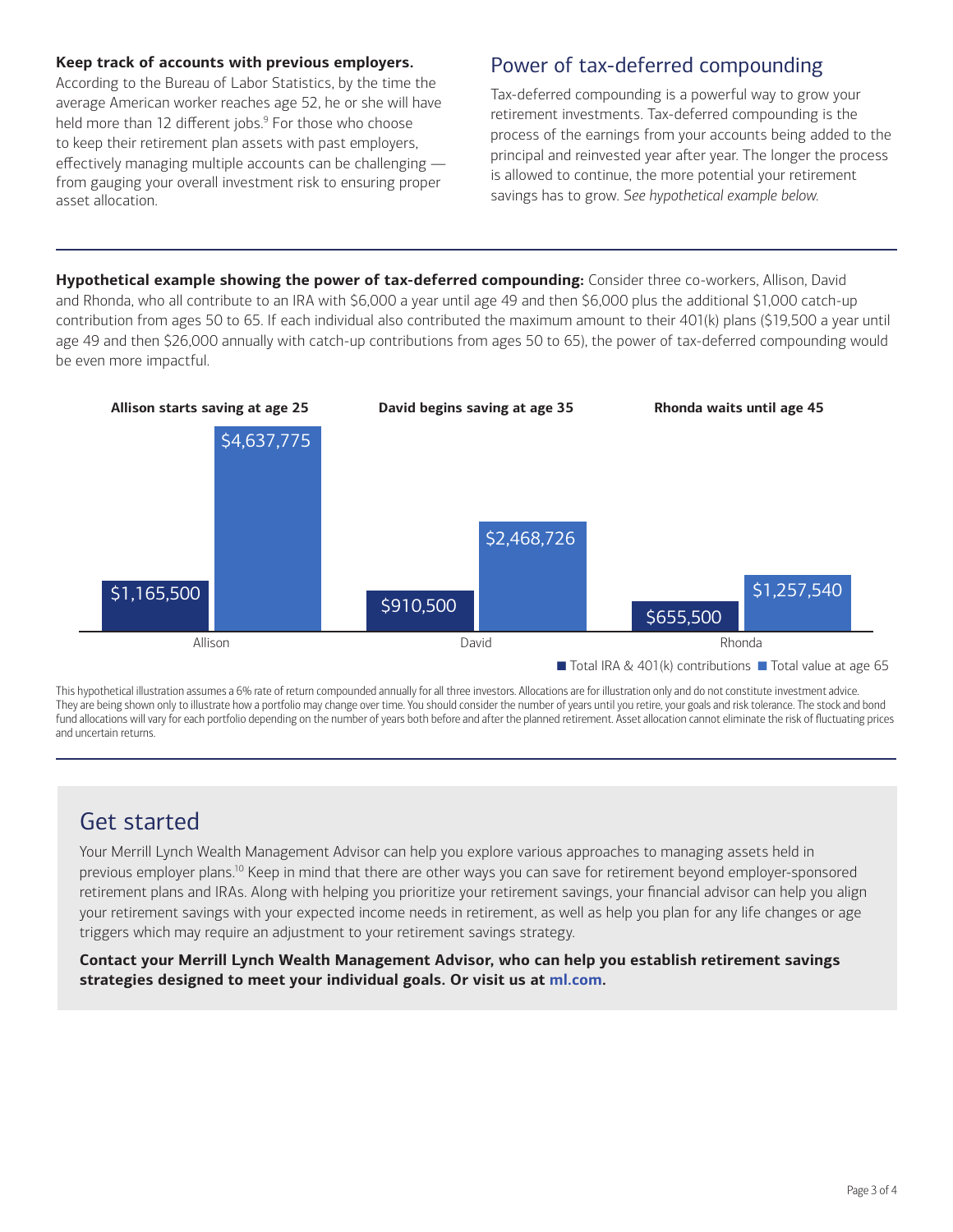**Keep track of accounts with previous employers.**
According to the Bureau of Labor Statistics, by the time the average American worker reaches age 52, he or she will have held more than 12 different jobs.[9] For those who choose to keep their retirement plan assets with past employers, effectively managing multiple accounts can be challenging — from gauging your overall investment risk to ensuring proper asset allocation.

## Power of tax-deferred compounding

Tax-deferred compounding is a powerful way to grow your retirement investments. Tax-deferred compounding is the process of the earnings from your accounts being added to the principal and reinvested year after year. The longer the process is allowed to continue, the more potential your retirement savings has to grow. *See hypothetical example below.*

**Hypothetical example showing the power of tax-deferred compounding:** Consider three co-workers, Allison, David and Rhonda, who all contribute to an IRA with $6,000 a year until age 49 and then $6,000 plus the additional $1,000 catch-up contribution from ages 50 to 65. If each individual also contributed the maximum amount to their 401(k) plans ($19,500 a year until age 49 and then $26,000 annually with catch-up contributions from ages 50 to 65), the power of tax-deferred compounding would be even more impactful.

| | Allison starts saving at age 25 | David begins saving at age 35 | Rhonda waits until age 45 |
|---|---|---|---|
| Total IRA & 401(k) contributions | $1,165,500 | $910,500 | $655,500 |
| Total value at age 65 | $4,637,775 | $2,468,726 | $1,257,540 |

This hypothetical illustration assumes a 6% rate of return compounded annually for all three investors. Allocations are for illustration only and do not constitute investment advice. They are being shown only to illustrate how a portfolio may change over time. You should consider the number of years until you retire, your goals and risk tolerance. The stock and bond fund allocations will vary for each portfolio depending on the number of years both before and after the planned retirement. Asset allocation cannot eliminate the risk of fluctuating prices and uncertain returns.

## Get started

Your Merrill Lynch Wealth Management Advisor can help you explore various approaches to managing assets held in previous employer plans.[10] Keep in mind that there are other ways you can save for retirement beyond employer-sponsored retirement plans and IRAs. Along with helping you prioritize your retirement savings, your financial advisor can help you align your retirement savings with your expected income needs in retirement, as well as help you plan for any life changes or age triggers which may require an adjustment to your retirement savings strategy.

**Contact your Merrill Lynch Wealth Management Advisor, who can help you establish retirement savings strategies designed to meet your individual goals. Or visit us at ml.com.**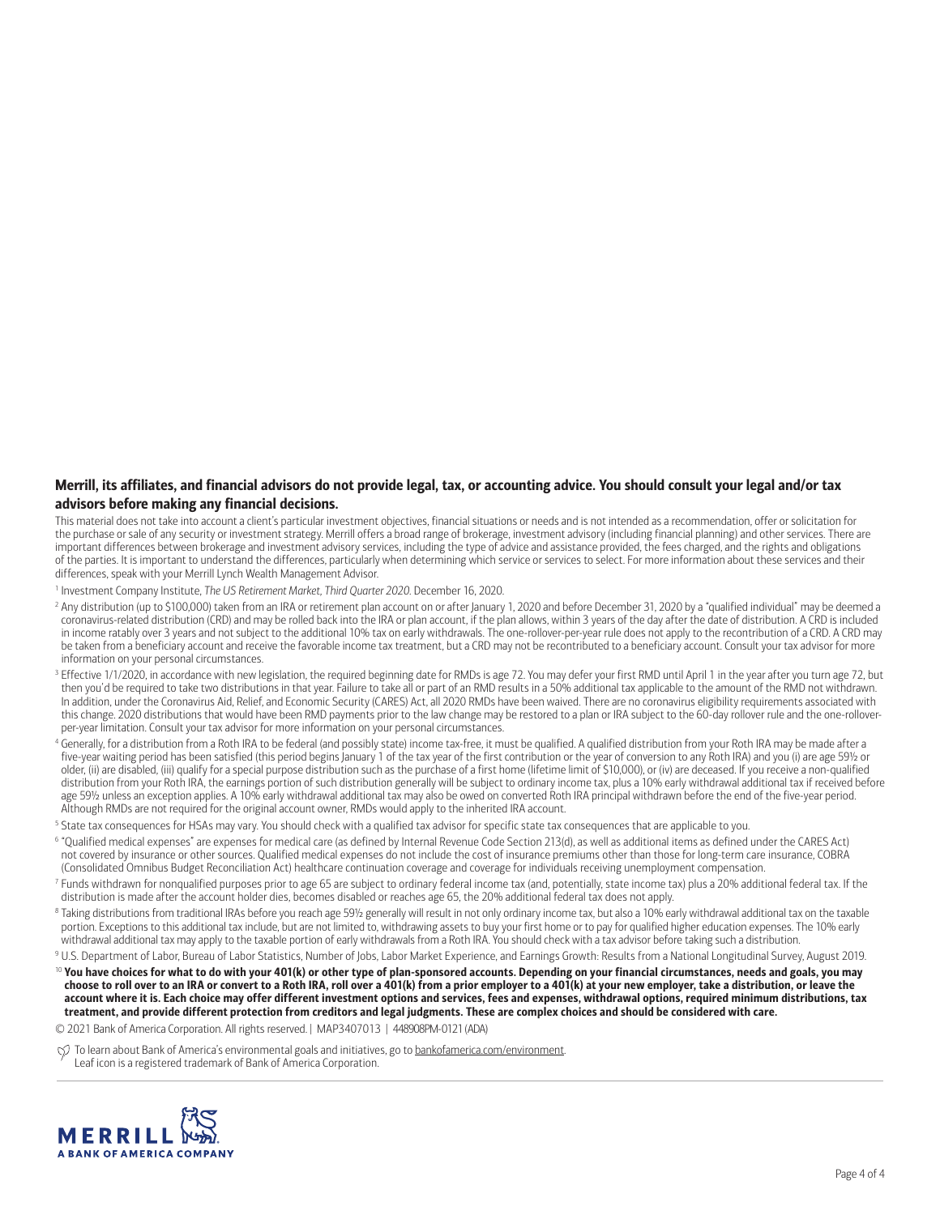**Merrill, its affiliates, and financial advisors do not provide legal, tax, or accounting advice. You should consult your legal and/or tax advisors before making any financial decisions.**

This material does not take into account a client's particular investment objectives, financial situations or needs and is not intended as a recommendation, offer or solicitation for the purchase or sale of any security or investment strategy. Merrill offers a broad range of brokerage, investment advisory (including financial planning) and other services. There are important differences between brokerage and investment advisory services, including the type of advice and assistance provided, the fees charged, and the rights and obligations of the parties. It is important to understand the differences, particularly when determining which service or services to select. For more information about these services and their differences, speak with your Merrill Lynch Wealth Management Advisor.

[1] Investment Company Institute, *The US Retirement Market, Third Quarter 2020*. December 16, 2020.

[2] Any distribution (up to $100,000) taken from an IRA or retirement plan account on or after January 1, 2020 and before December 31, 2020 by a "qualified individual" may be deemed a coronavirus-related distribution (CRD) and may be rolled back into the IRA or plan account, if the plan allows, within 3 years of the day after the date of distribution. A CRD is included in income ratably over 3 years and not subject to the additional 10% tax on early withdrawals. The one-rollover-per-year rule does not apply to the recontribution of a CRD. A CRD may be taken from a beneficiary account and receive the favorable income tax treatment, but a CRD may not be recontributed to a beneficiary account. Consult your tax advisor for more information on your personal circumstances.

[3] Effective 1/1/2020, in accordance with new legislation, the required beginning date for RMDs is age 72. You may defer your first RMD until April 1 in the year after you turn age 72, but then you'd be required to take two distributions in that year. Failure to take all or part of an RMD results in a 50% additional tax applicable to the amount of the RMD not withdrawn. In addition, under the Coronavirus Aid, Relief, and Economic Security (CARES) Act, all 2020 RMDs have been waived. There are no coronavirus eligibility requirements associated with this change. 2020 distributions that would have been RMD payments prior to the law change may be restored to a plan or IRA subject to the 60-day rollover rule and the one-rollover-per-year limitation. Consult your tax advisor for more information on your personal circumstances.

[4] Generally, for a distribution from a Roth IRA to be federal (and possibly state) income tax-free, it must be qualified. A qualified distribution from your Roth IRA may be made after a five-year waiting period has been satisfied (this period begins January 1 of the tax year of the first contribution or the year of conversion to any Roth IRA) and you (i) are age 59½ or older, (ii) are disabled, (iii) qualify for a special purpose distribution such as the purchase of a first home (lifetime limit of $10,000), or (iv) are deceased. If you receive a non-qualified distribution from your Roth IRA, the earnings portion of such distribution generally will be subject to ordinary income tax, plus a 10% early withdrawal additional tax if received before age 59½ unless an exception applies. A 10% early withdrawal additional tax may also be owed on converted Roth IRA principal withdrawn before the end of the five-year period. Although RMDs are not required for the original account owner, RMDs would apply to the inherited IRA account.

[5] State tax consequences for HSAs may vary. You should check with a qualified tax advisor for specific state tax consequences that are applicable to you.

[6] "Qualified medical expenses" are expenses for medical care (as defined by Internal Revenue Code Section 213(d), as well as additional items as defined under the CARES Act) not covered by insurance or other sources. Qualified medical expenses do not include the cost of insurance premiums other than those for long-term care insurance, COBRA (Consolidated Omnibus Budget Reconciliation Act) healthcare continuation coverage and coverage for individuals receiving unemployment compensation.

[7] Funds withdrawn for nonqualified purposes prior to age 65 are subject to ordinary federal income tax (and, potentially, state income tax) plus a 20% additional federal tax. If the distribution is made after the account holder dies, becomes disabled or reaches age 65, the 20% additional federal tax does not apply.

[8] Taking distributions from traditional IRAs before you reach age 59½ generally will result in not only ordinary income tax, but also a 10% early withdrawal additional tax on the taxable portion. Exceptions to this additional tax include, but are not limited to, withdrawing assets to buy your first home or to pay for qualified higher education expenses. The 10% early withdrawal additional tax may apply to the taxable portion of early withdrawals from a Roth IRA. You should check with a tax advisor before taking such a distribution.

[9] U.S. Department of Labor, Bureau of Labor Statistics, Number of Jobs, Labor Market Experience, and Earnings Growth: Results from a National Longitudinal Survey, August 2019.

[10] **You have choices for what to do with your 401(k) or other type of plan-sponsored accounts. Depending on your financial circumstances, needs and goals, you may choose to roll over to an IRA or convert to a Roth IRA, roll over a 401(k) from a prior employer to a 401(k) at your new employer, take a distribution, or leave the account where it is. Each choice may offer different investment options and services, fees and expenses, withdrawal options, required minimum distributions, tax treatment, and provide different protection from creditors and legal judgments. These are complex choices and should be considered with care.**

© 2021 Bank of America Corporation. All rights reserved. | MAP3407013 | 448908PM-0121 (ADA)

To learn about Bank of America's environmental goals and initiatives, go to bankofamerica.com/environment.
Leaf icon is a registered trademark of Bank of America Corporation.

MERRILL
A BANK OF AMERICA COMPANY